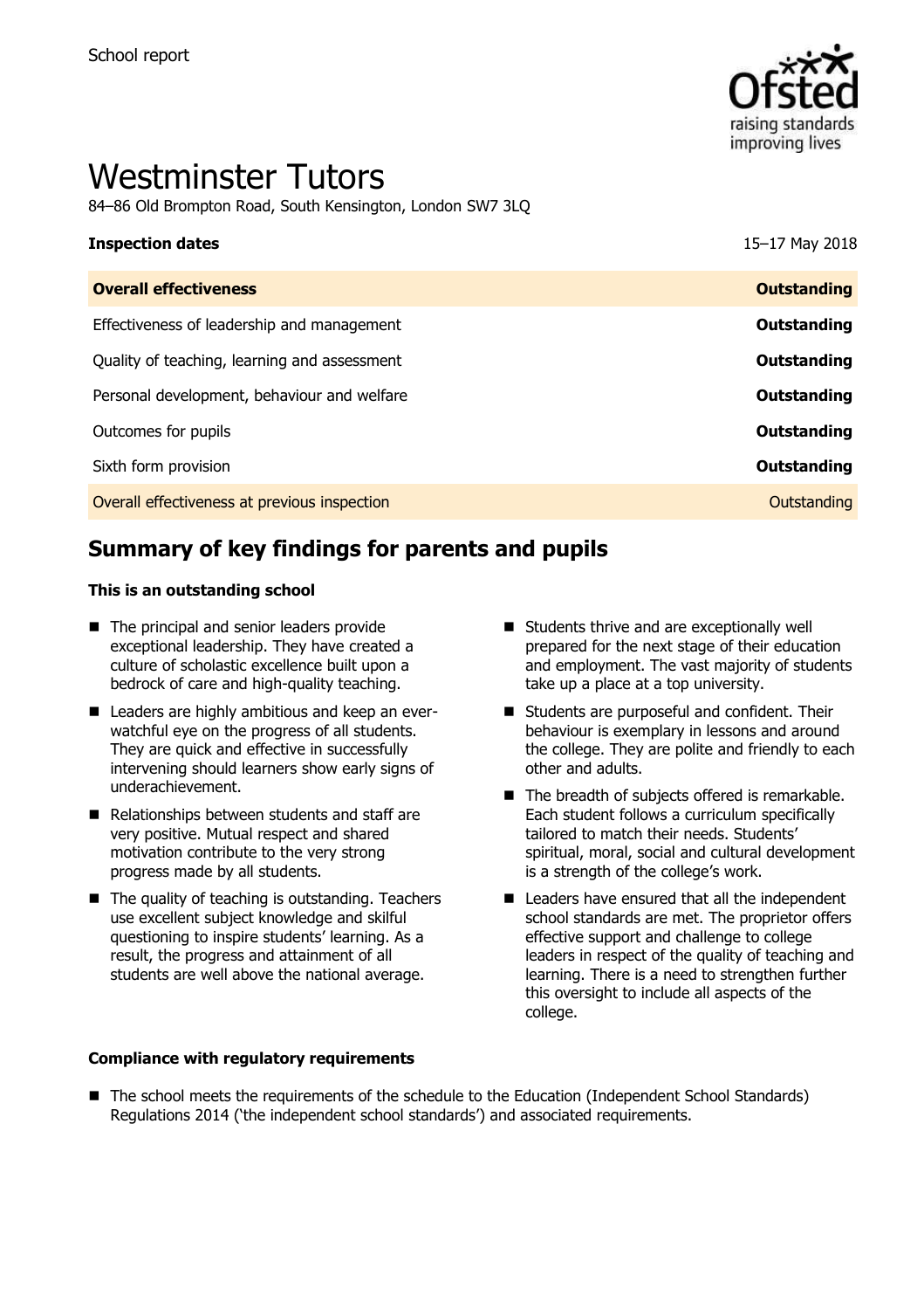School report

# Westminster Tutors

84–86 Old Brompton Road, South Kensington, London SW7 3LQ

| **Inspection dates** | 15–17 May 2018 |
| --- | --- |
| **Overall effectiveness** | **Outstanding** |
| Effectiveness of leadership and management | **Outstanding** |
| Quality of teaching, learning and assessment | **Outstanding** |
| Personal development, behaviour and welfare | **Outstanding** |
| Outcomes for pupils | **Outstanding** |
| Sixth form provision | **Outstanding** |
| Overall effectiveness at previous inspection | Outstanding |

## Summary of key findings for parents and pupils

**This is an outstanding school**

- The principal and senior leaders provide exceptional leadership. They have created a culture of scholastic excellence built upon a bedrock of care and high-quality teaching.
- Leaders are highly ambitious and keep an ever-watchful eye on the progress of all students. They are quick and effective in successfully intervening should learners show early signs of underachievement.
- Relationships between students and staff are very positive. Mutual respect and shared motivation contribute to the very strong progress made by all students.
- The quality of teaching is outstanding. Teachers use excellent subject knowledge and skilful questioning to inspire students' learning. As a result, the progress and attainment of all students are well above the national average.
- Students thrive and are exceptionally well prepared for the next stage of their education and employment. The vast majority of students take up a place at a top university.
- Students are purposeful and confident. Their behaviour is exemplary in lessons and around the college. They are polite and friendly to each other and adults.
- The breadth of subjects offered is remarkable. Each student follows a curriculum specifically tailored to match their needs. Students' spiritual, moral, social and cultural development is a strength of the college's work.
- Leaders have ensured that all the independent school standards are met. The proprietor offers effective support and challenge to college leaders in respect of the quality of teaching and learning. There is a need to strengthen further this oversight to include all aspects of the college.

**Compliance with regulatory requirements**

- The school meets the requirements of the schedule to the Education (Independent School Standards) Regulations 2014 ('the independent school standards') and associated requirements.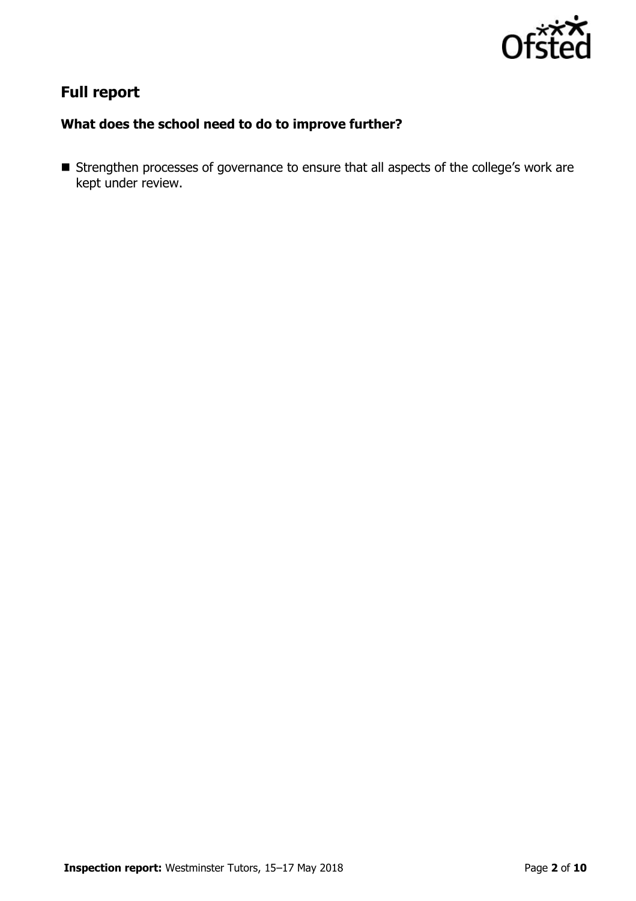## Full report

### What does the school need to do to improve further?

- Strengthen processes of governance to ensure that all aspects of the college's work are kept under review.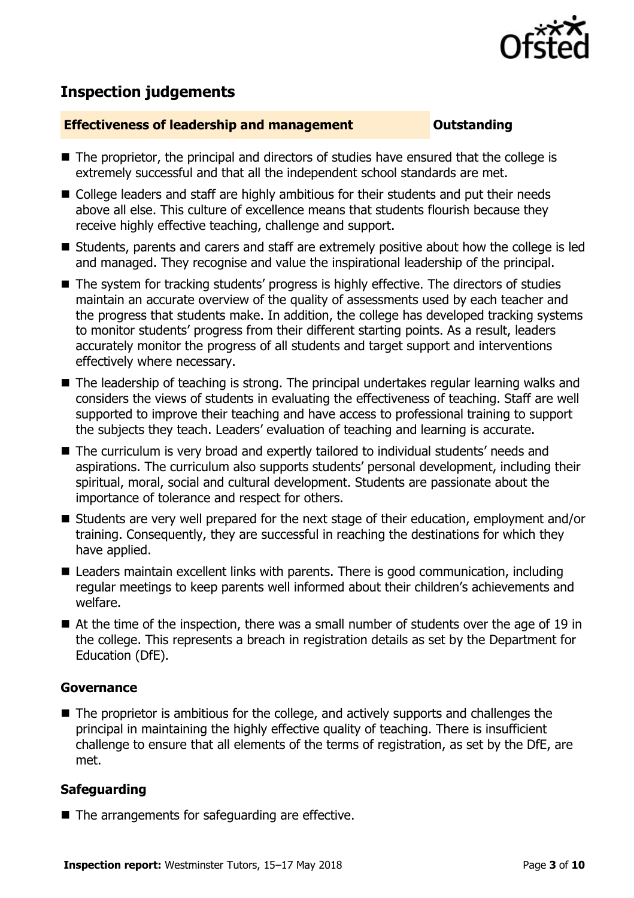## Inspection judgements

**Effectiveness of leadership and management** **Outstanding**

- The proprietor, the principal and directors of studies have ensured that the college is extremely successful and that all the independent school standards are met.
- College leaders and staff are highly ambitious for their students and put their needs above all else. This culture of excellence means that students flourish because they receive highly effective teaching, challenge and support.
- Students, parents and carers and staff are extremely positive about how the college is led and managed. They recognise and value the inspirational leadership of the principal.
- The system for tracking students' progress is highly effective. The directors of studies maintain an accurate overview of the quality of assessments used by each teacher and the progress that students make. In addition, the college has developed tracking systems to monitor students' progress from their different starting points. As a result, leaders accurately monitor the progress of all students and target support and interventions effectively where necessary.
- The leadership of teaching is strong. The principal undertakes regular learning walks and considers the views of students in evaluating the effectiveness of teaching. Staff are well supported to improve their teaching and have access to professional training to support the subjects they teach. Leaders' evaluation of teaching and learning is accurate.
- The curriculum is very broad and expertly tailored to individual students' needs and aspirations. The curriculum also supports students' personal development, including their spiritual, moral, social and cultural development. Students are passionate about the importance of tolerance and respect for others.
- Students are very well prepared for the next stage of their education, employment and/or training. Consequently, they are successful in reaching the destinations for which they have applied.
- Leaders maintain excellent links with parents. There is good communication, including regular meetings to keep parents well informed about their children's achievements and welfare.
- At the time of the inspection, there was a small number of students over the age of 19 in the college. This represents a breach in registration details as set by the Department for Education (DfE).

### Governance

- The proprietor is ambitious for the college, and actively supports and challenges the principal in maintaining the highly effective quality of teaching. There is insufficient challenge to ensure that all elements of the terms of registration, as set by the DfE, are met.

### Safeguarding

- The arrangements for safeguarding are effective.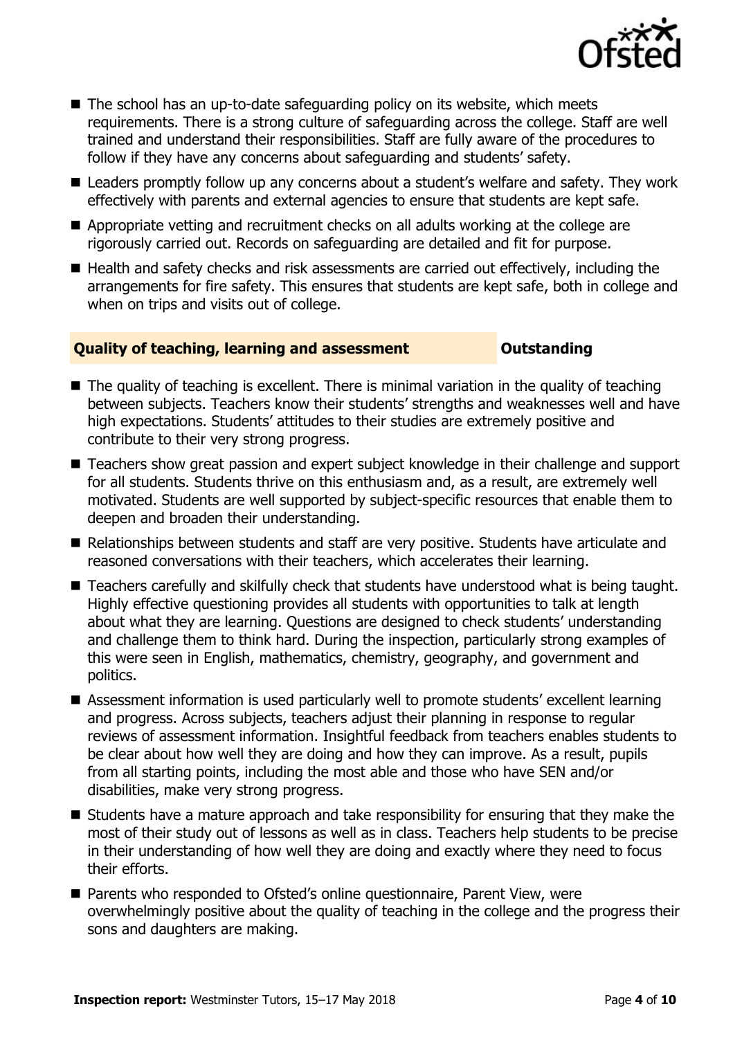- The school has an up-to-date safeguarding policy on its website, which meets requirements. There is a strong culture of safeguarding across the college. Staff are well trained and understand their responsibilities. Staff are fully aware of the procedures to follow if they have any concerns about safeguarding and students' safety.
- Leaders promptly follow up any concerns about a student's welfare and safety. They work effectively with parents and external agencies to ensure that students are kept safe.
- Appropriate vetting and recruitment checks on all adults working at the college are rigorously carried out. Records on safeguarding are detailed and fit for purpose.
- Health and safety checks and risk assessments are carried out effectively, including the arrangements for fire safety. This ensures that students are kept safe, both in college and when on trips and visits out of college.

## Quality of teaching, learning and assessment — Outstanding

- The quality of teaching is excellent. There is minimal variation in the quality of teaching between subjects. Teachers know their students' strengths and weaknesses well and have high expectations. Students' attitudes to their studies are extremely positive and contribute to their very strong progress.
- Teachers show great passion and expert subject knowledge in their challenge and support for all students. Students thrive on this enthusiasm and, as a result, are extremely well motivated. Students are well supported by subject-specific resources that enable them to deepen and broaden their understanding.
- Relationships between students and staff are very positive. Students have articulate and reasoned conversations with their teachers, which accelerates their learning.
- Teachers carefully and skilfully check that students have understood what is being taught. Highly effective questioning provides all students with opportunities to talk at length about what they are learning. Questions are designed to check students' understanding and challenge them to think hard. During the inspection, particularly strong examples of this were seen in English, mathematics, chemistry, geography, and government and politics.
- Assessment information is used particularly well to promote students' excellent learning and progress. Across subjects, teachers adjust their planning in response to regular reviews of assessment information. Insightful feedback from teachers enables students to be clear about how well they are doing and how they can improve. As a result, pupils from all starting points, including the most able and those who have SEN and/or disabilities, make very strong progress.
- Students have a mature approach and take responsibility for ensuring that they make the most of their study out of lessons as well as in class. Teachers help students to be precise in their understanding of how well they are doing and exactly where they need to focus their efforts.
- Parents who responded to Ofsted's online questionnaire, Parent View, were overwhelmingly positive about the quality of teaching in the college and the progress their sons and daughters are making.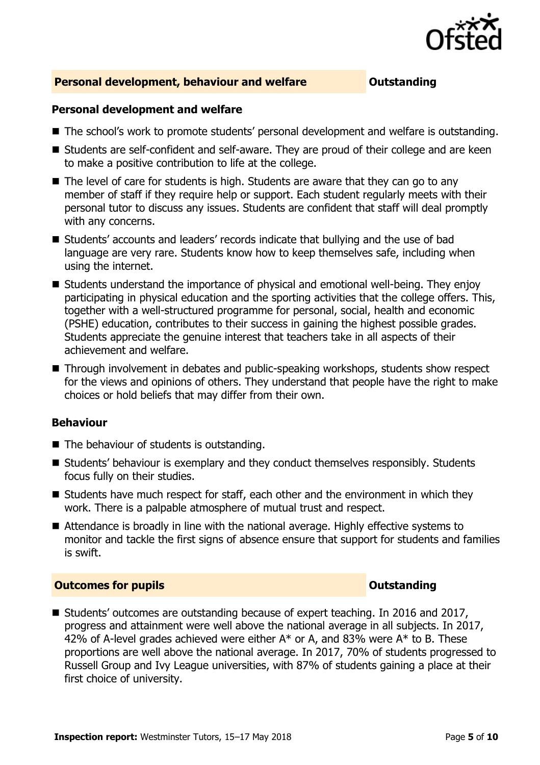## Personal development, behaviour and welfare — Outstanding

### Personal development and welfare

- The school's work to promote students' personal development and welfare is outstanding.
- Students are self-confident and self-aware. They are proud of their college and are keen to make a positive contribution to life at the college.
- The level of care for students is high. Students are aware that they can go to any member of staff if they require help or support. Each student regularly meets with their personal tutor to discuss any issues. Students are confident that staff will deal promptly with any concerns.
- Students' accounts and leaders' records indicate that bullying and the use of bad language are very rare. Students know how to keep themselves safe, including when using the internet.
- Students understand the importance of physical and emotional well-being. They enjoy participating in physical education and the sporting activities that the college offers. This, together with a well-structured programme for personal, social, health and economic (PSHE) education, contributes to their success in gaining the highest possible grades. Students appreciate the genuine interest that teachers take in all aspects of their achievement and welfare.
- Through involvement in debates and public-speaking workshops, students show respect for the views and opinions of others. They understand that people have the right to make choices or hold beliefs that may differ from their own.

### Behaviour

- The behaviour of students is outstanding.
- Students' behaviour is exemplary and they conduct themselves responsibly. Students focus fully on their studies.
- Students have much respect for staff, each other and the environment in which they work. There is a palpable atmosphere of mutual trust and respect.
- Attendance is broadly in line with the national average. Highly effective systems to monitor and tackle the first signs of absence ensure that support for students and families is swift.

## Outcomes for pupils — Outstanding

- Students' outcomes are outstanding because of expert teaching. In 2016 and 2017, progress and attainment were well above the national average in all subjects. In 2017, 42% of A-level grades achieved were either A* or A, and 83% were A* to B. These proportions are well above the national average. In 2017, 70% of students progressed to Russell Group and Ivy League universities, with 87% of students gaining a place at their first choice of university.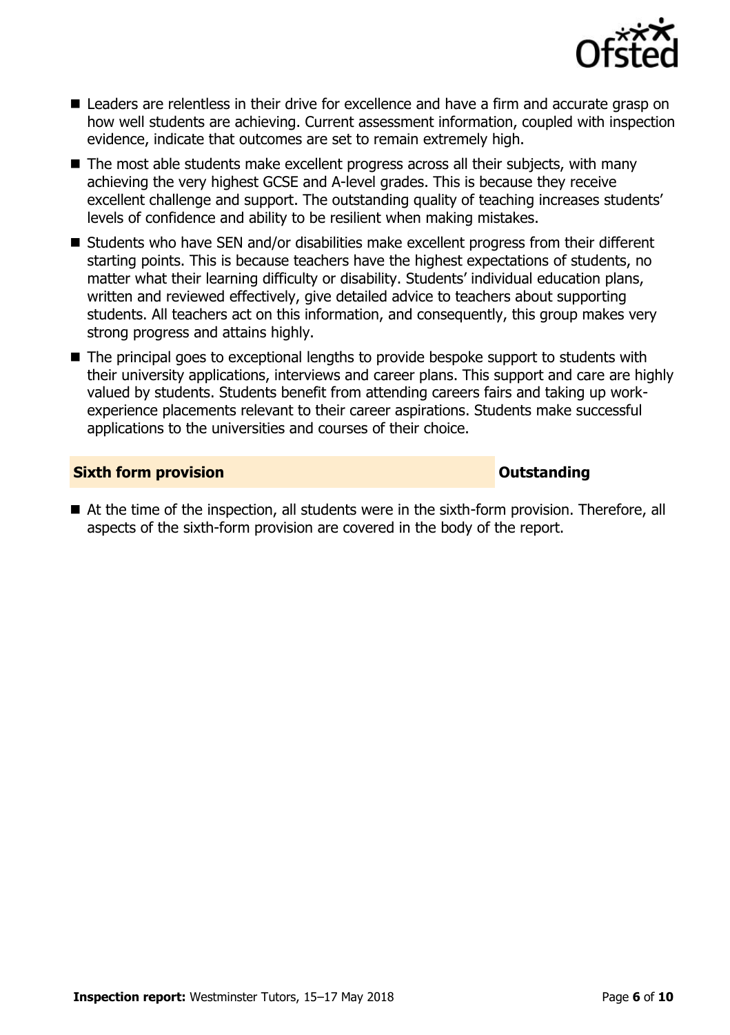- Leaders are relentless in their drive for excellence and have a firm and accurate grasp on how well students are achieving. Current assessment information, coupled with inspection evidence, indicate that outcomes are set to remain extremely high.
- The most able students make excellent progress across all their subjects, with many achieving the very highest GCSE and A-level grades. This is because they receive excellent challenge and support. The outstanding quality of teaching increases students' levels of confidence and ability to be resilient when making mistakes.
- Students who have SEN and/or disabilities make excellent progress from their different starting points. This is because teachers have the highest expectations of students, no matter what their learning difficulty or disability. Students' individual education plans, written and reviewed effectively, give detailed advice to teachers about supporting students. All teachers act on this information, and consequently, this group makes very strong progress and attains highly.
- The principal goes to exceptional lengths to provide bespoke support to students with their university applications, interviews and career plans. This support and care are highly valued by students. Students benefit from attending careers fairs and taking up work-experience placements relevant to their career aspirations. Students make successful applications to the universities and courses of their choice.

## Sixth form provision — Outstanding

- At the time of the inspection, all students were in the sixth-form provision. Therefore, all aspects of the sixth-form provision are covered in the body of the report.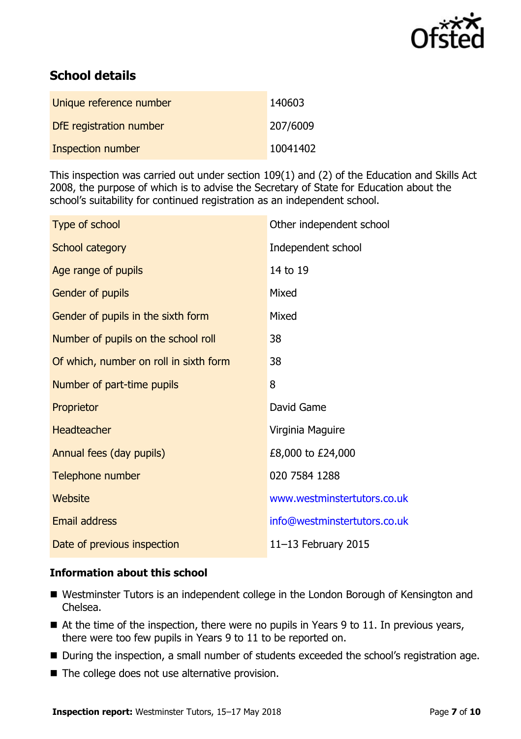## School details

| | |
|---|---|
| Unique reference number | 140603 |
| DfE registration number | 207/6009 |
| Inspection number | 10041402 |

This inspection was carried out under section 109(1) and (2) of the Education and Skills Act 2008, the purpose of which is to advise the Secretary of State for Education about the school's suitability for continued registration as an independent school.

| | |
|---|---|
| Type of school | Other independent school |
| School category | Independent school |
| Age range of pupils | 14 to 19 |
| Gender of pupils | Mixed |
| Gender of pupils in the sixth form | Mixed |
| Number of pupils on the school roll | 38 |
| Of which, number on roll in sixth form | 38 |
| Number of part-time pupils | 8 |
| Proprietor | David Game |
| Headteacher | Virginia Maguire |
| Annual fees (day pupils) | £8,000 to £24,000 |
| Telephone number | 020 7584 1288 |
| Website | www.westminstertutors.co.uk |
| Email address | info@westminstertutors.co.uk |
| Date of previous inspection | 11–13 February 2015 |

### Information about this school

- Westminster Tutors is an independent college in the London Borough of Kensington and Chelsea.
- At the time of the inspection, there were no pupils in Years 9 to 11. In previous years, there were too few pupils in Years 9 to 11 to be reported on.
- During the inspection, a small number of students exceeded the school's registration age.
- The college does not use alternative provision.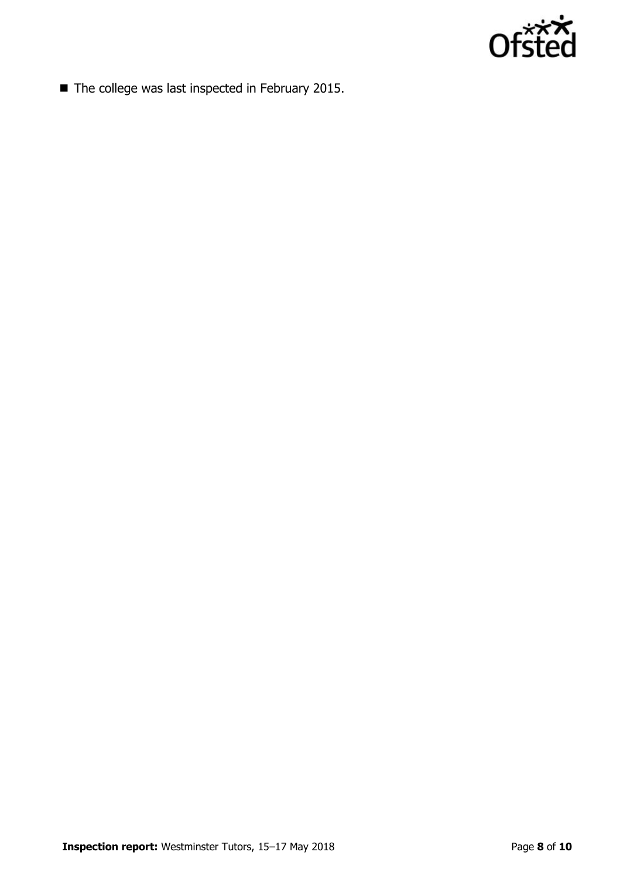- The college was last inspected in February 2015.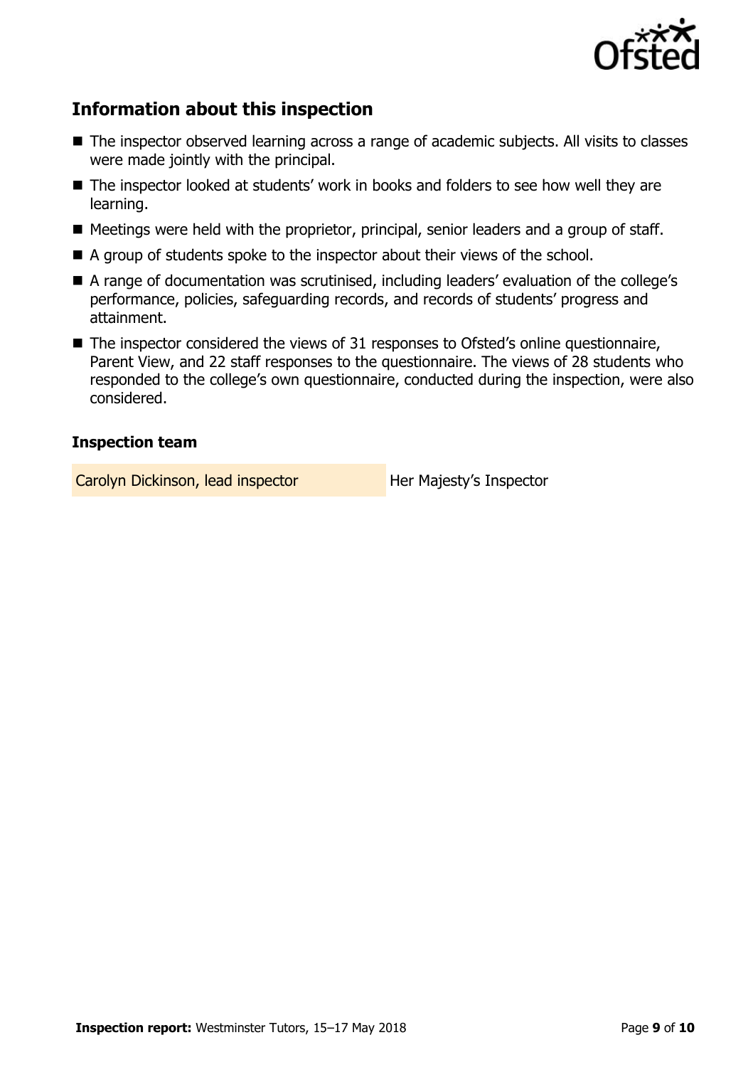## Information about this inspection

- The inspector observed learning across a range of academic subjects. All visits to classes were made jointly with the principal.
- The inspector looked at students' work in books and folders to see how well they are learning.
- Meetings were held with the proprietor, principal, senior leaders and a group of staff.
- A group of students spoke to the inspector about their views of the school.
- A range of documentation was scrutinised, including leaders' evaluation of the college's performance, policies, safeguarding records, and records of students' progress and attainment.
- The inspector considered the views of 31 responses to Ofsted's online questionnaire, Parent View, and 22 staff responses to the questionnaire. The views of 28 students who responded to the college's own questionnaire, conducted during the inspection, were also considered.

### Inspection team

| | |
|---|---|
| Carolyn Dickinson, lead inspector | Her Majesty's Inspector |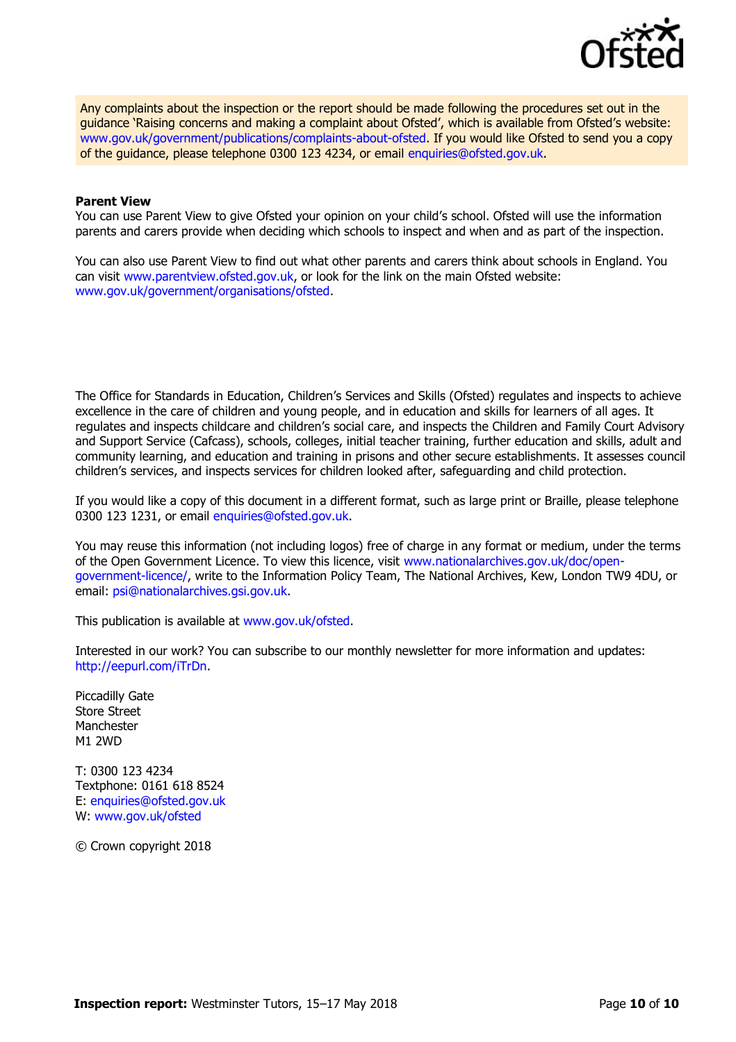Any complaints about the inspection or the report should be made following the procedures set out in the guidance 'Raising concerns and making a complaint about Ofsted', which is available from Ofsted's website: www.gov.uk/government/publications/complaints-about-ofsted. If you would like Ofsted to send you a copy of the guidance, please telephone 0300 123 4234, or email enquiries@ofsted.gov.uk.

**Parent View**

You can use Parent View to give Ofsted your opinion on your child's school. Ofsted will use the information parents and carers provide when deciding which schools to inspect and when and as part of the inspection.

You can also use Parent View to find out what other parents and carers think about schools in England. You can visit www.parentview.ofsted.gov.uk, or look for the link on the main Ofsted website: www.gov.uk/government/organisations/ofsted.

The Office for Standards in Education, Children's Services and Skills (Ofsted) regulates and inspects to achieve excellence in the care of children and young people, and in education and skills for learners of all ages. It regulates and inspects childcare and children's social care, and inspects the Children and Family Court Advisory and Support Service (Cafcass), schools, colleges, initial teacher training, further education and skills, adult and community learning, and education and training in prisons and other secure establishments. It assesses council children's services, and inspects services for children looked after, safeguarding and child protection.

If you would like a copy of this document in a different format, such as large print or Braille, please telephone 0300 123 1231, or email enquiries@ofsted.gov.uk.

You may reuse this information (not including logos) free of charge in any format or medium, under the terms of the Open Government Licence. To view this licence, visit www.nationalarchives.gov.uk/doc/open-government-licence/, write to the Information Policy Team, The National Archives, Kew, London TW9 4DU, or email: psi@nationalarchives.gsi.gov.uk.

This publication is available at www.gov.uk/ofsted.

Interested in our work? You can subscribe to our monthly newsletter for more information and updates: http://eepurl.com/iTrDn.

Piccadilly Gate
Store Street
Manchester
M1 2WD

T: 0300 123 4234
Textphone: 0161 618 8524
E: enquiries@ofsted.gov.uk
W: www.gov.uk/ofsted

© Crown copyright 2018